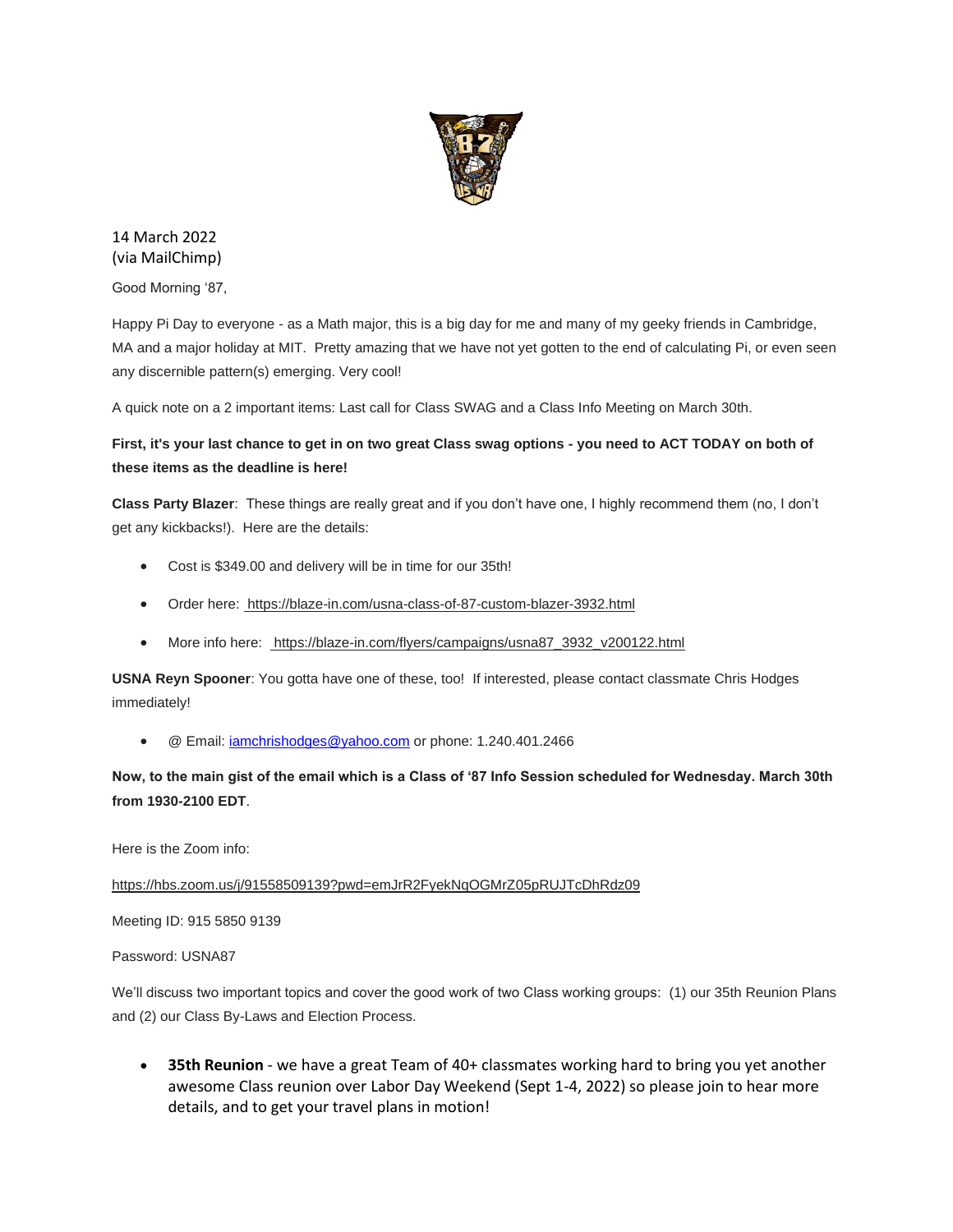14 March 2022
(via MailChimp)

Good Morning '87,

Happy Pi Day to everyone - as a Math major, this is a big day for me and many of my geeky friends in Cambridge, MA and a major holiday at MIT. Pretty amazing that we have not yet gotten to the end of calculating Pi, or even seen any discernible pattern(s) emerging. Very cool!

A quick note on a 2 important items: Last call for Class SWAG and a Class Info Meeting on March 30th.

**First, it's your last chance to get in on two great Class swag options - you need to ACT TODAY on both of these items as the deadline is here!**

**Class Party Blazer**: These things are really great and if you don't have one, I highly recommend them (no, I don't get any kickbacks!). Here are the details:

- Cost is $349.00 and delivery will be in time for our 35th!
- Order here: https://blaze-in.com/usna-class-of-87-custom-blazer-3932.html
- More info here: https://blaze-in.com/flyers/campaigns/usna87_3932_v200122.html

**USNA Reyn Spooner**: You gotta have one of these, too! If interested, please contact classmate Chris Hodges immediately!

- @ Email: iamchrishodges@yahoo.com or phone: 1.240.401.2466

**Now, to the main gist of the email which is a Class of '87 Info Session scheduled for Wednesday. March 30th from 1930-2100 EDT**.

Here is the Zoom info:

https://hbs.zoom.us/j/91558509139?pwd=emJrR2FyekNqOGMrZ05pRUJTcDhRdz09

Meeting ID: 915 5850 9139

Password: USNA87

We'll discuss two important topics and cover the good work of two Class working groups: (1) our 35th Reunion Plans and (2) our Class By-Laws and Election Process.

- **35th Reunion** - we have a great Team of 40+ classmates working hard to bring you yet another awesome Class reunion over Labor Day Weekend (Sept 1-4, 2022) so please join to hear more details, and to get your travel plans in motion!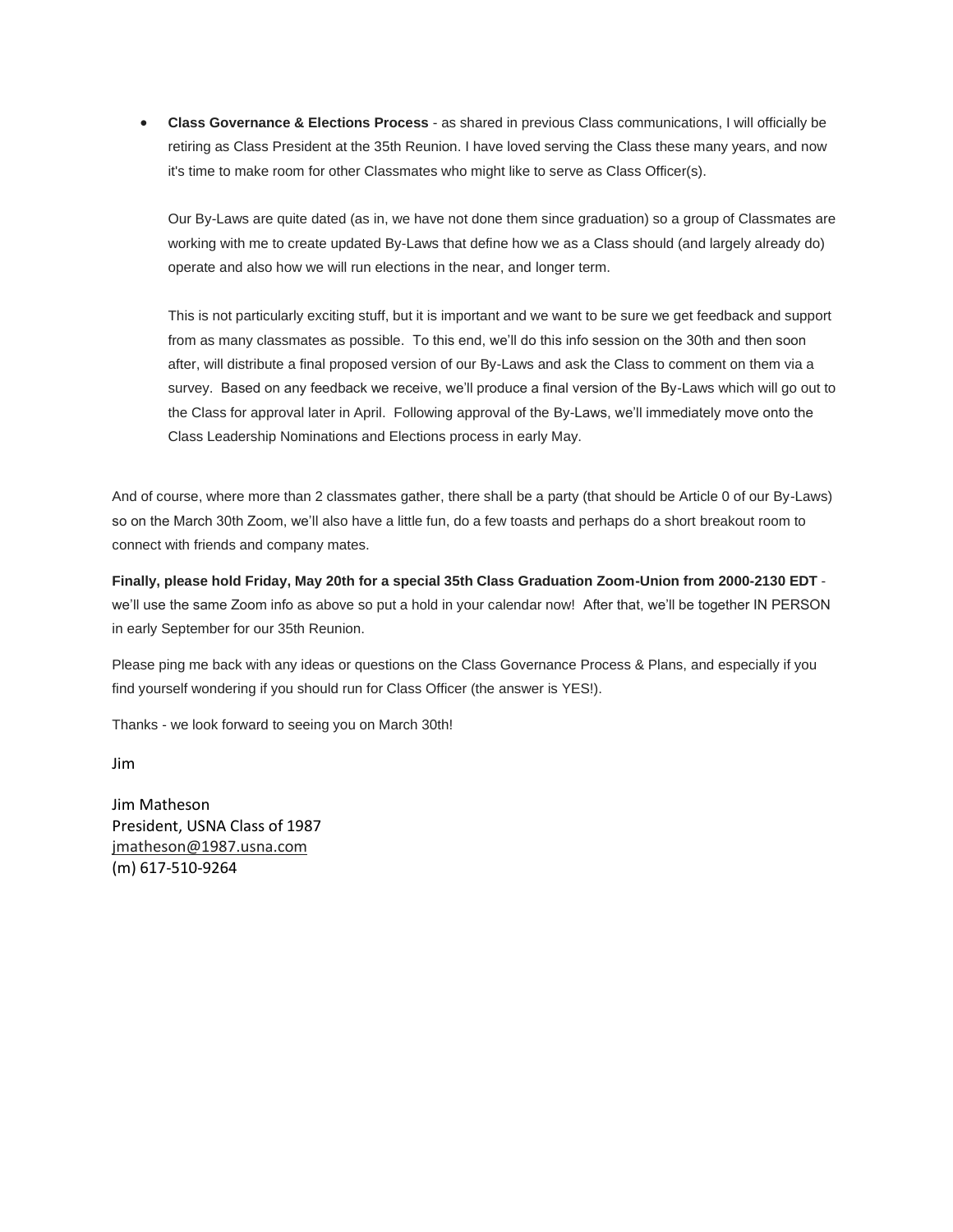- **Class Governance & Elections Process** - as shared in previous Class communications, I will officially be retiring as Class President at the 35th Reunion. I have loved serving the Class these many years, and now it's time to make room for other Classmates who might like to serve as Class Officer(s).

  Our By-Laws are quite dated (as in, we have not done them since graduation) so a group of Classmates are working with me to create updated By-Laws that define how we as a Class should (and largely already do) operate and also how we will run elections in the near, and longer term.

  This is not particularly exciting stuff, but it is important and we want to be sure we get feedback and support from as many classmates as possible. To this end, we'll do this info session on the 30th and then soon after, will distribute a final proposed version of our By-Laws and ask the Class to comment on them via a survey. Based on any feedback we receive, we'll produce a final version of the By-Laws which will go out to the Class for approval later in April. Following approval of the By-Laws, we'll immediately move onto the Class Leadership Nominations and Elections process in early May.

And of course, where more than 2 classmates gather, there shall be a party (that should be Article 0 of our By-Laws) so on the March 30th Zoom, we'll also have a little fun, do a few toasts and perhaps do a short breakout room to connect with friends and company mates.

**Finally, please hold Friday, May 20th for a special 35th Class Graduation Zoom-Union from 2000-2130 EDT** - we'll use the same Zoom info as above so put a hold in your calendar now! After that, we'll be together IN PERSON in early September for our 35th Reunion.

Please ping me back with any ideas or questions on the Class Governance Process & Plans, and especially if you find yourself wondering if you should run for Class Officer (the answer is YES!).

Thanks - we look forward to seeing you on March 30th!

Jim

Jim Matheson
President, USNA Class of 1987
jmatheson@1987.usna.com
(m) 617-510-9264